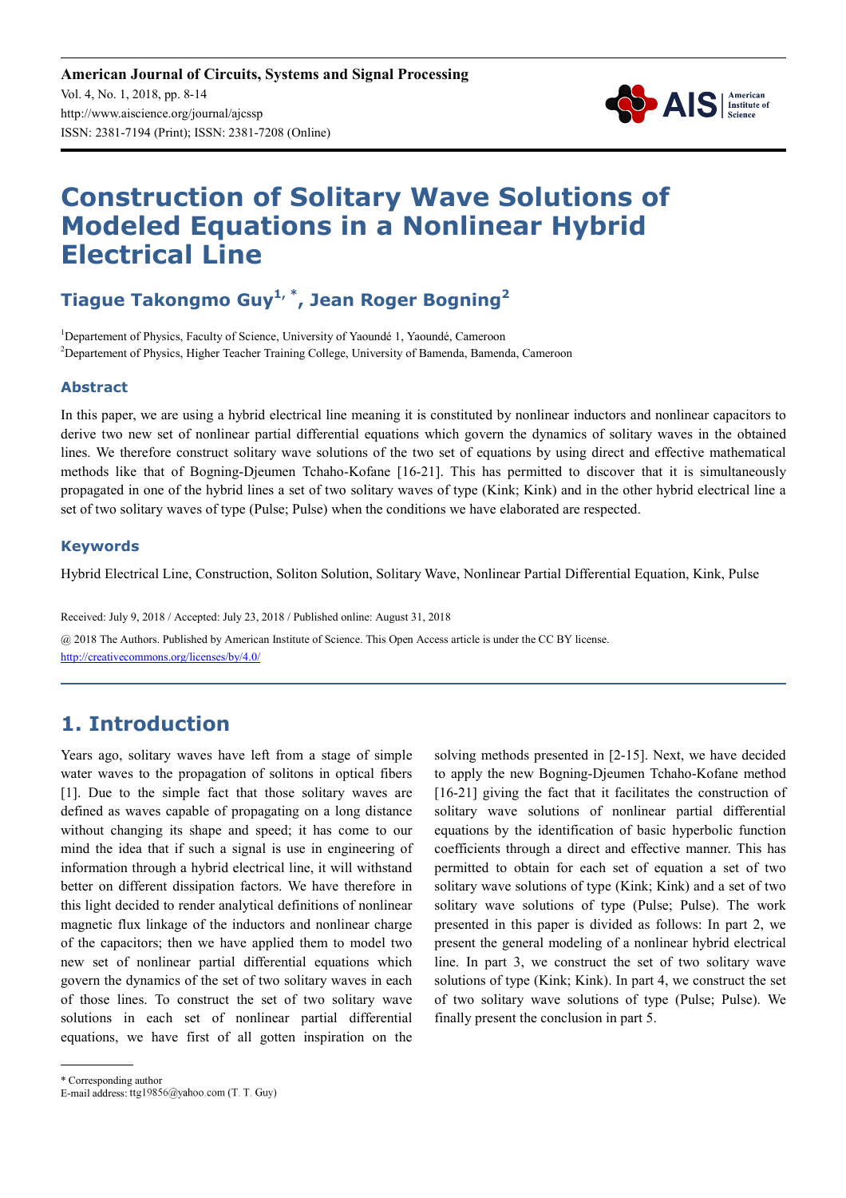# Construction of Solitary Wave Solutions of Modeled Equations in a Nonlinear Hybrid Electrical Line

## Tiague Takongmo Guy[1, *], Jean Roger Bogning[2]

[1]Departement of Physics, Faculty of Science, University of Yaoundé 1, Yaoundé, Cameroon

[2]Departement of Physics, Higher Teacher Training College, University of Bamenda, Bamenda, Cameroon

### Abstract

In this paper, we are using a hybrid electrical line meaning it is constituted by nonlinear inductors and nonlinear capacitors to derive two new set of nonlinear partial differential equations which govern the dynamics of solitary waves in the obtained lines. We therefore construct solitary wave solutions of the two set of equations by using direct and effective mathematical methods like that of Bogning-Djeumen Tchaho-Kofane [16-21]. This has permitted to discover that it is simultaneously propagated in one of the hybrid lines a set of two solitary waves of type (Kink; Kink) and in the other hybrid electrical line a set of two solitary waves of type (Pulse; Pulse) when the conditions we have elaborated are respected.

### Keywords

Hybrid Electrical Line, Construction, Soliton Solution, Solitary Wave, Nonlinear Partial Differential Equation, Kink, Pulse

Received: July 9, 2018 / Accepted: July 23, 2018 / Published online: August 31, 2018

@ 2018 The Authors. Published by American Institute of Science. This Open Access article is under the CC BY license. http://creativecommons.org/licenses/by/4.0/

## 1. Introduction

Years ago, solitary waves have left from a stage of simple water waves to the propagation of solitons in optical fibers [1]. Due to the simple fact that those solitary waves are defined as waves capable of propagating on a long distance without changing its shape and speed; it has come to our mind the idea that if such a signal is use in engineering of information through a hybrid electrical line, it will withstand better on different dissipation factors. We have therefore in this light decided to render analytical definitions of nonlinear magnetic flux linkage of the inductors and nonlinear charge of the capacitors; then we have applied them to model two new set of nonlinear partial differential equations which govern the dynamics of the set of two solitary waves in each of those lines. To construct the set of two solitary wave solutions in each set of nonlinear partial differential equations, we have first of all gotten inspiration on the solving methods presented in [2-15]. Next, we have decided to apply the new Bogning-Djeumen Tchaho-Kofane method [16-21] giving the fact that it facilitates the construction of solitary wave solutions of nonlinear partial differential equations by the identification of basic hyperbolic function coefficients through a direct and effective manner. This has permitted to obtain for each set of equation a set of two solitary wave solutions of type (Kink; Kink) and a set of two solitary wave solutions of type (Pulse; Pulse). The work presented in this paper is divided as follows: In part 2, we present the general modeling of a nonlinear hybrid electrical line. In part 3, we construct the set of two solitary wave solutions of type (Kink; Kink). In part 4, we construct the set of two solitary wave solutions of type (Pulse; Pulse). We finally present the conclusion in part 5.

\* Corresponding author

E-mail address: ttg19856@yahoo.com (T. T. Guy)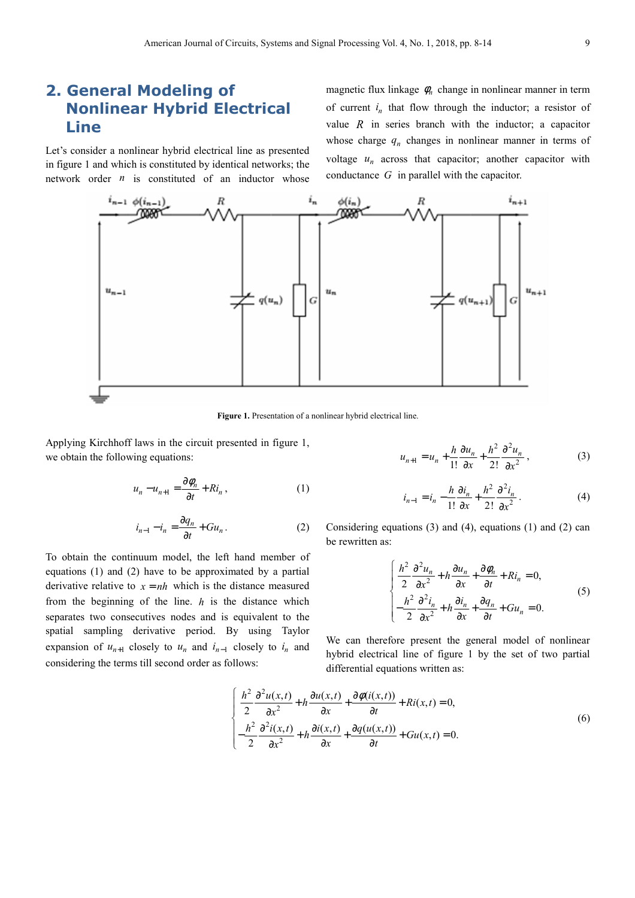## 2. General Modeling of Nonlinear Hybrid Electrical Line

Let's consider a nonlinear hybrid electrical line as presented in figure 1 and which is constituted by identical networks; the network order $n$ is constituted of an inductor whose magnetic flux linkage $\varphi_n$ change in nonlinear manner in term of current $i_n$ that flow through the inductor; a resistor of value $R$ in series branch with the inductor; a capacitor whose charge $q_n$ changes in nonlinear manner in terms of voltage $u_n$ across that capacitor; another capacitor with conductance $G$ in parallel with the capacitor.

**Figure 1.** Presentation of a nonlinear hybrid electrical line.

Applying Kirchhoff laws in the circuit presented in figure 1, we obtain the following equations:

$$u_n - u_{n+1} = \frac{\partial \varphi_n}{\partial t} + Ri_n, \tag{1}$$

$$i_{n-1} - i_n = \frac{\partial q_n}{\partial t} + Gu_n. \tag{2}$$

To obtain the continuum model, the left hand member of equations (1) and (2) have to be approximated by a partial derivative relative to $x = nh$ which is the distance measured from the beginning of the line. $h$ is the distance which separates two consecutives nodes and is equivalent to the spatial sampling derivative period. By using Taylor expansion of $u_{n+1}$ closely to $u_n$ and $i_{n-1}$ closely to $i_n$ and considering the terms till second order as follows:

$$u_{n+1} = u_n + \frac{h}{1!}\frac{\partial u_n}{\partial x} + \frac{h^2}{2!}\frac{\partial^2 u_n}{\partial x^2}, \tag{3}$$

$$i_{n-1} = i_n - \frac{h}{1!}\frac{\partial i_n}{\partial x} + \frac{h^2}{2!}\frac{\partial^2 i_n}{\partial x^2}. \tag{4}$$

Considering equations (3) and (4), equations (1) and (2) can be rewritten as:

$$\begin{cases} \dfrac{h^2}{2}\dfrac{\partial^2 u_n}{\partial x^2} + h\dfrac{\partial u_n}{\partial x} + \dfrac{\partial \varphi_n}{\partial t} + Ri_n = 0, \\ -\dfrac{h^2}{2}\dfrac{\partial^2 i_n}{\partial x^2} + h\dfrac{\partial i_n}{\partial x} + \dfrac{\partial q_n}{\partial t} + Gu_n = 0. \end{cases} \tag{5}$$

We can therefore present the general model of nonlinear hybrid electrical line of figure 1 by the set of two partial differential equations written as:

$$\begin{cases} \dfrac{h^2}{2}\dfrac{\partial^2 u(x,t)}{\partial x^2} + h\dfrac{\partial u(x,t)}{\partial x} + \dfrac{\partial \varphi(i(x,t))}{\partial t} + Ri(x,t) = 0, \\ -\dfrac{h^2}{2}\dfrac{\partial^2 i(x,t)}{\partial x^2} + h\dfrac{\partial i(x,t)}{\partial x} + \dfrac{\partial q(u(x,t))}{\partial t} + Gu(x,t) = 0. \end{cases} \tag{6}$$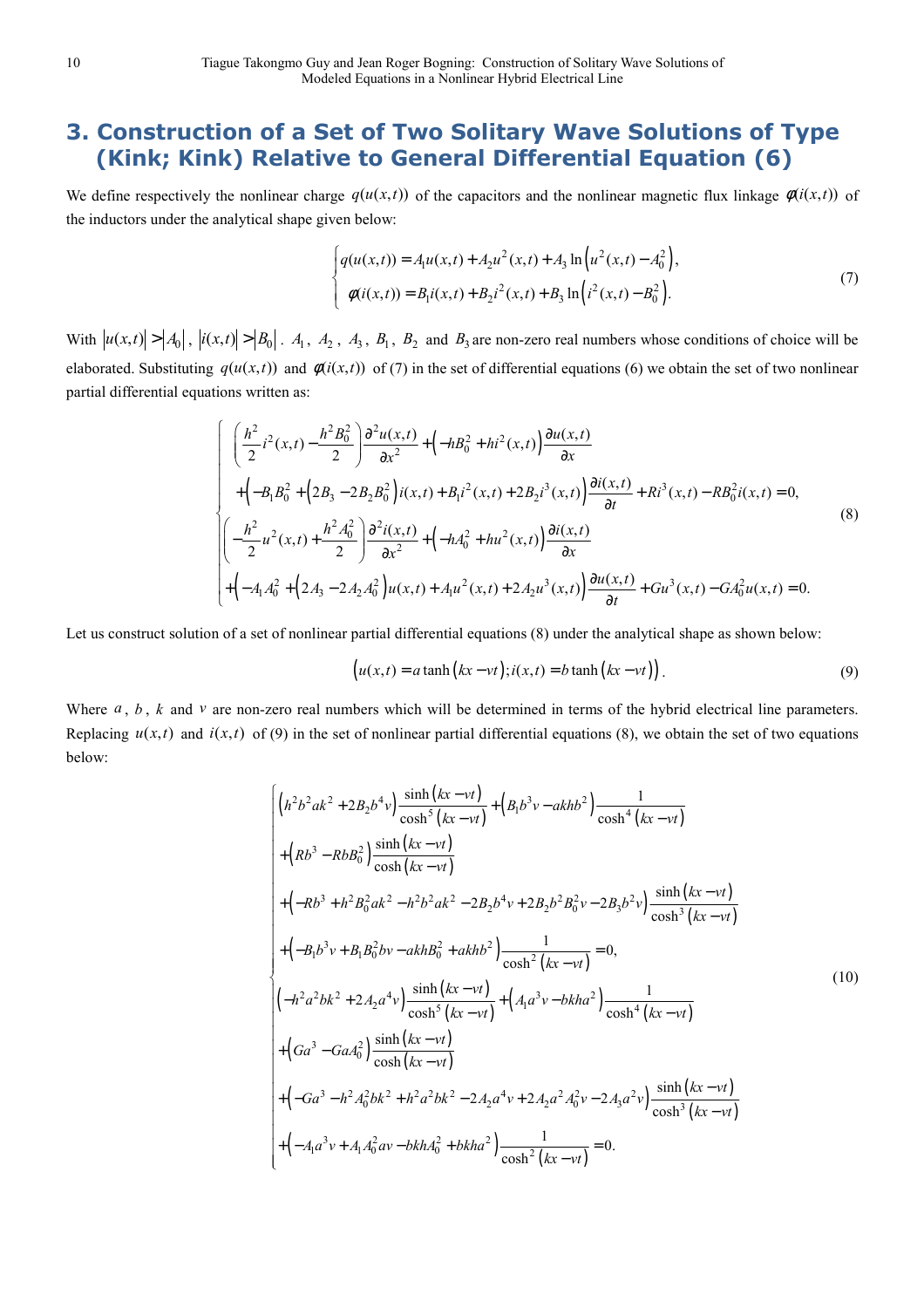## 3. Construction of a Set of Two Solitary Wave Solutions of Type (Kink; Kink) Relative to General Differential Equation (6)

We define respectively the nonlinear charge $q(u(x,t))$ of the capacitors and the nonlinear magnetic flux linkage $\phi(i(x,t))$ of the inductors under the analytical shape given below:

$$
\begin{cases}
q(u(x,t)) = A_1 u(x,t) + A_2 u^2(x,t) + A_3 \ln\left(u^2(x,t) - A_0^2\right), \\
\phi(i(x,t)) = B_1 i(x,t) + B_2 i^2(x,t) + B_3 \ln\left(i^2(x,t) - B_0^2\right).
\end{cases}
\tag{7}
$$

With $|u(x,t)| > |A_0|$, $|i(x,t)| > |B_0|$. $A_1$, $A_2$, $A_3$, $B_1$, $B_2$ and $B_3$ are non-zero real numbers whose conditions of choice will be elaborated. Substituting $q(u(x,t))$ and $\phi(i(x,t))$ of (7) in the set of differential equations (6) we obtain the set of two nonlinear partial differential equations written as:

$$
\begin{cases}
\left(\dfrac{h^2}{2} i^2(x,t) - \dfrac{h^2 B_0^2}{2}\right)\dfrac{\partial^2 u(x,t)}{\partial x^2} + \left(-hB_0^2 + hi^2(x,t)\right)\dfrac{\partial u(x,t)}{\partial x} \\
+\left(-B_1 B_0^2 + \left(2B_3 - 2B_2 B_0^2\right) i(x,t) + B_1 i^2(x,t) + 2B_2 i^3(x,t)\right)\dfrac{\partial i(x,t)}{\partial t} + Ri^3(x,t) - RB_0^2 i(x,t) = 0, \\
\left(-\dfrac{h^2}{2} u^2(x,t) + \dfrac{h^2 A_0^2}{2}\right)\dfrac{\partial^2 i(x,t)}{\partial x^2} + \left(-hA_0^2 + hu^2(x,t)\right)\dfrac{\partial i(x,t)}{\partial x} \\
+\left(-A_1 A_0^2 + \left(2A_3 - 2A_2 A_0^2\right) u(x,t) + A_1 u^2(x,t) + 2A_2 u^3(x,t)\right)\dfrac{\partial u(x,t)}{\partial t} + Gu^3(x,t) - GA_0^2 u(x,t) = 0.
\end{cases}
\tag{8}
$$

Let us construct solution of a set of nonlinear partial differential equations (8) under the analytical shape as shown below:

$$
\left(u(x,t) = a\tanh(kx - vt);\, i(x,t) = b\tanh(kx - vt)\right).
\tag{9}
$$

Where $a$, $b$, $k$ and $v$ are non-zero real numbers which will be determined in terms of the hybrid electrical line parameters. Replacing $u(x,t)$ and $i(x,t)$ of (9) in the set of nonlinear partial differential equations (8), we obtain the set of two equations below:

$$
\begin{cases}
\left(h^2 b^2 a k^2 + 2B_2 b^4 v\right)\dfrac{\sinh(kx - vt)}{\cosh^5(kx - vt)} + \left(B_1 b^3 v - akhb^2\right)\dfrac{1}{\cosh^4(kx - vt)} \\
+\left(Rb^3 - RbB_0^2\right)\dfrac{\sinh(kx - vt)}{\cosh(kx - vt)} \\
+\left(-Rb^3 + h^2 B_0^2 a k^2 - h^2 b^2 a k^2 - 2B_2 b^4 v + 2B_2 b^2 B_0^2 v - 2B_3 b^2 v\right)\dfrac{\sinh(kx - vt)}{\cosh^3(kx - vt)} \\
+\left(-B_1 b^3 v + B_1 B_0^2 b v - akhB_0^2 + akhb^2\right)\dfrac{1}{\cosh^2(kx - vt)} = 0, \\
\left(-h^2 a^2 b k^2 + 2A_2 a^4 v\right)\dfrac{\sinh(kx - vt)}{\cosh^5(kx - vt)} + \left(A_1 a^3 v - bkha^2\right)\dfrac{1}{\cosh^4(kx - vt)} \\
+\left(Ga^3 - GaA_0^2\right)\dfrac{\sinh(kx - vt)}{\cosh(kx - vt)} \\
+\left(-Ga^3 - h^2 A_0^2 b k^2 + h^2 a^2 b k^2 - 2A_2 a^4 v + 2A_2 a^2 A_0^2 v - 2A_3 a^2 v\right)\dfrac{\sinh(kx - vt)}{\cosh^3(kx - vt)} \\
+\left(-A_1 a^3 v + A_1 A_0^2 a v - bkhA_0^2 + bkha^2\right)\dfrac{1}{\cosh^2(kx - vt)} = 0.
\end{cases}
\tag{10}
$$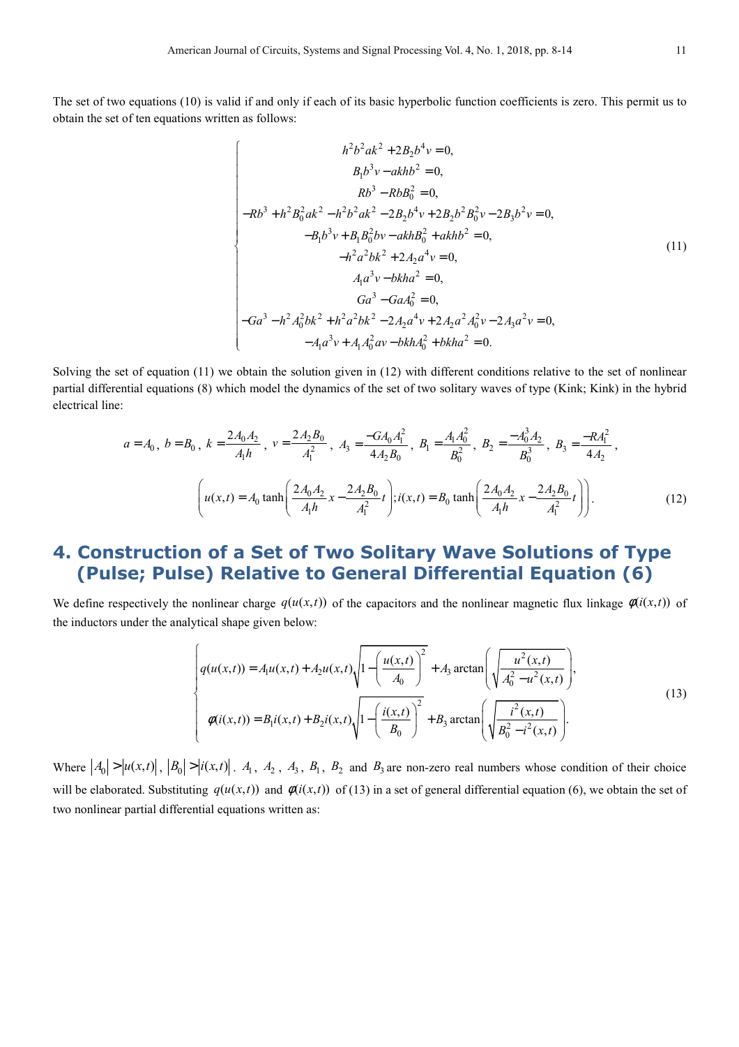The set of two equations (10) is valid if and only if each of its basic hyperbolic function coefficients is zero. This permit us to obtain the set of ten equations written as follows:

$$
\begin{cases}
h^2b^2ak^2 + 2B_2b^4v = 0, \\
B_1b^3v - akhb^2 = 0, \\
Rb^3 - RbB_0^2 = 0, \\
-Rb^3 + h^2B_0^2ak^2 - h^2b^2ak^2 - 2B_2b^4v + 2B_2b^2B_0^2v - 2B_3b^2v = 0, \\
-B_1b^3v + B_1B_0^2bv - akhB_0^2 + akhb^2 = 0, \\
-h^2a^2bk^2 + 2A_2a^4v = 0, \\
A_1a^3v - bkha^2 = 0, \\
Ga^3 - GaA_0^2 = 0, \\
-Ga^3 - h^2A_0^2bk^2 + h^2a^2bk^2 - 2A_2a^4v + 2A_2a^2A_0^2v - 2A_3a^2v = 0, \\
-A_1a^3v + A_1A_0^2av - bkhA_0^2 + bkha^2 = 0.
\end{cases}
\tag{11}
$$

Solving the set of equation (11) we obtain the solution given in (12) with different conditions relative to the set of nonlinear partial differential equations (8) which model the dynamics of the set of two solitary waves of type (Kink; Kink) in the hybrid electrical line:

$$
a = A_0,\ b = B_0,\ k = \frac{2A_0A_2}{A_1h},\ v = \frac{2A_2B_0}{A_1^2},\ A_3 = \frac{-GA_0A_1^2}{4A_2B_0},\ B_1 = \frac{A_1A_0^2}{B_0^2},\ B_2 = \frac{-A_0^3A_2}{B_0^3},\ B_3 = \frac{-RA_1^2}{4A_2},
$$

$$
\left( u(x,t) = A_0 \tanh\left( \frac{2A_0A_2}{A_1h}x - \frac{2A_2B_0}{A_1^2}t \right); i(x,t) = B_0 \tanh\left( \frac{2A_0A_2}{A_1h}x - \frac{2A_2B_0}{A_1^2}t \right) \right).
\tag{12}
$$

## 4. Construction of a Set of Two Solitary Wave Solutions of Type (Pulse; Pulse) Relative to General Differential Equation (6)

We define respectively the nonlinear charge $q(u(x,t))$ of the capacitors and the nonlinear magnetic flux linkage $\phi(i(x,t))$ of the inductors under the analytical shape given below:

$$
\begin{cases}
q(u(x,t)) = A_1u(x,t) + A_2u(x,t)\sqrt{1 - \left(\frac{u(x,t)}{A_0}\right)^2} + A_3 \arctan\left( \sqrt{\frac{u^2(x,t)}{A_0^2 - u^2(x,t)}} \right), \\
\phi(i(x,t)) = B_1i(x,t) + B_2i(x,t)\sqrt{1 - \left(\frac{i(x,t)}{B_0}\right)^2} + B_3 \arctan\left( \sqrt{\frac{i^2(x,t)}{B_0^2 - i^2(x,t)}} \right).
\end{cases}
\tag{13}
$$

Where $|A_0| > |u(x,t)|$, $|B_0| > |i(x,t)|$. $A_1$, $A_2$, $A_3$, $B_1$, $B_2$ and $B_3$ are non-zero real numbers whose condition of their choice will be elaborated. Substituting $q(u(x,t))$ and $\phi(i(x,t))$ of (13) in a set of general differential equation (6), we obtain the set of two nonlinear partial differential equations written as: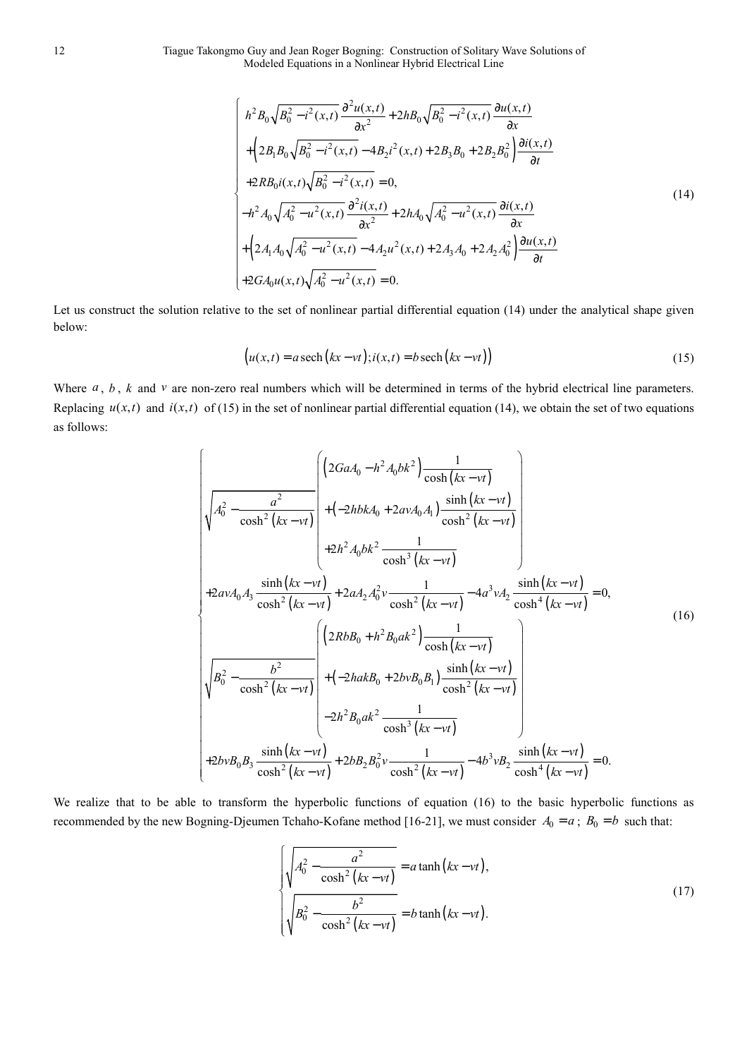$$
\left\{
\begin{array}{l}
h^2 B_0 \sqrt{B_0^2 - i^2(x,t)} \dfrac{\partial^2 u(x,t)}{\partial x^2} + 2hB_0 \sqrt{B_0^2 - i^2(x,t)} \dfrac{\partial u(x,t)}{\partial x} \\
+ \left( 2B_1 B_0 \sqrt{B_0^2 - i^2(x,t)} - 4B_2 i^2(x,t) + 2B_3 B_0 + 2B_2 B_0^2 \right) \dfrac{\partial i(x,t)}{\partial t} \\
+ 2RB_0 i(x,t) \sqrt{B_0^2 - i^2(x,t)} = 0, \\
-h^2 A_0 \sqrt{A_0^2 - u^2(x,t)} \dfrac{\partial^2 i(x,t)}{\partial x^2} + 2hA_0 \sqrt{A_0^2 - u^2(x,t)} \dfrac{\partial i(x,t)}{\partial x} \\
+ \left( 2A_1 A_0 \sqrt{A_0^2 - u^2(x,t)} - 4A_2 u^2(x,t) + 2A_3 A_0 + 2A_2 A_0^2 \right) \dfrac{\partial u(x,t)}{\partial t} \\
+ 2GA_0 u(x,t) \sqrt{A_0^2 - u^2(x,t)} = 0.
\end{array}
\right.
\tag{14}
$$

Let us construct the solution relative to the set of nonlinear partial differential equation (14) under the analytical shape given below:

$$
\left( u(x,t) = a \operatorname{sech}(kx - vt); i(x,t) = b \operatorname{sech}(kx - vt) \right)
\tag{15}
$$

Where $a$, $b$, $k$ and $v$ are non-zero real numbers which will be determined in terms of the hybrid electrical line parameters. Replacing $u(x,t)$ and $i(x,t)$ of (15) in the set of nonlinear partial differential equation (14), we obtain the set of two equations as follows:

$$
\left\{
\begin{array}{l}
\sqrt{A_0^2 - \dfrac{a^2}{\cosh^2(kx - vt)}}
\left(
\begin{array}{l}
\left( 2GaA_0 - h^2 A_0 b k^2 \right) \dfrac{1}{\cosh(kx - vt)} \\
+ \left( -2hbkA_0 + 2avA_0 A_1 \right) \dfrac{\sinh(kx - vt)}{\cosh^2(kx - vt)} \\
+ 2h^2 A_0 b k^2 \dfrac{1}{\cosh^3(kx - vt)}
\end{array}
\right) \\
+ 2avA_0 A_3 \dfrac{\sinh(kx - vt)}{\cosh^2(kx - vt)} + 2aA_2 A_0^2 v \dfrac{1}{\cosh^2(kx - vt)} - 4a^3 v A_2 \dfrac{\sinh(kx - vt)}{\cosh^4(kx - vt)} = 0, \\
\sqrt{B_0^2 - \dfrac{b^2}{\cosh^2(kx - vt)}}
\left(
\begin{array}{l}
\left( 2RbB_0 + h^2 B_0 a k^2 \right) \dfrac{1}{\cosh(kx - vt)} \\
+ \left( -2hakB_0 + 2bvB_0 B_1 \right) \dfrac{\sinh(kx - vt)}{\cosh^2(kx - vt)} \\
- 2h^2 B_0 a k^2 \dfrac{1}{\cosh^3(kx - vt)}
\end{array}
\right) \\
+ 2bvB_0 B_3 \dfrac{\sinh(kx - vt)}{\cosh^2(kx - vt)} + 2bB_2 B_0^2 v \dfrac{1}{\cosh^2(kx - vt)} - 4b^3 v B_2 \dfrac{\sinh(kx - vt)}{\cosh^4(kx - vt)} = 0.
\end{array}
\right.
\tag{16}
$$

We realize that to be able to transform the hyperbolic functions of equation (16) to the basic hyperbolic functions as recommended by the new Bogning-Djeumen Tchaho-Kofane method [16-21], we must consider $A_0 = a$; $B_0 = b$ such that:

$$
\left\{
\begin{array}{l}
\sqrt{A_0^2 - \dfrac{a^2}{\cosh^2(kx - vt)}} = a \tanh(kx - vt), \\
\sqrt{B_0^2 - \dfrac{b^2}{\cosh^2(kx - vt)}} = b \tanh(kx - vt).
\end{array}
\right.
\tag{17}
$$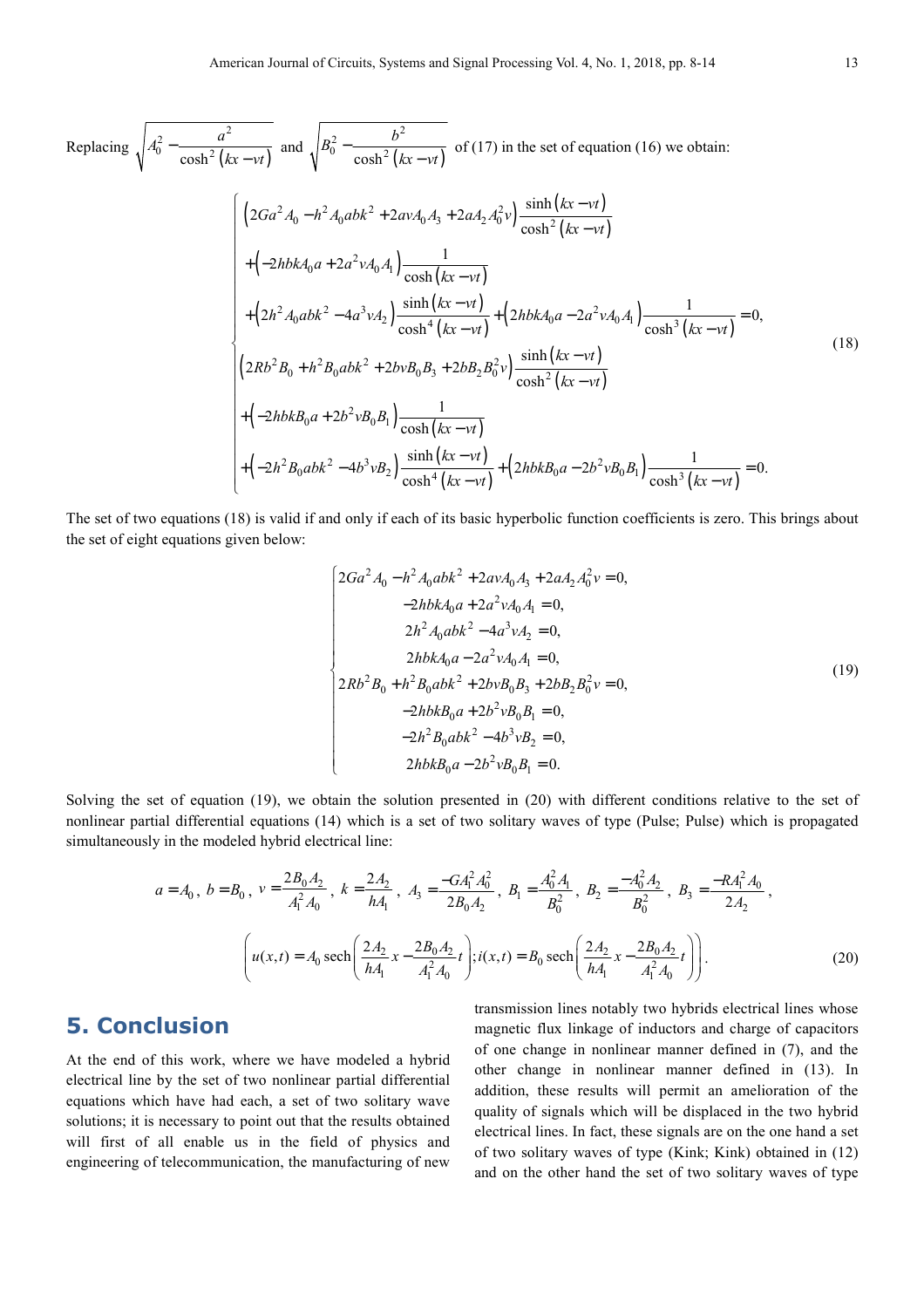Replacing $\sqrt{A_0^2 - \dfrac{a^2}{\cosh^2(kx - vt)}}$ and $\sqrt{B_0^2 - \dfrac{b^2}{\cosh^2(kx - vt)}}$ of (17) in the set of equation (16) we obtain:

$$
\begin{cases}
\left(2Ga^2A_0 - h^2A_0abk^2 + 2avA_0A_3 + 2aA_2A_0^2v\right)\dfrac{\sinh(kx - vt)}{\cosh^2(kx - vt)} \\
+\left(-2hbkA_0a + 2a^2vA_0A_1\right)\dfrac{1}{\cosh(kx - vt)} \\
+\left(2h^2A_0abk^2 - 4a^3vA_2\right)\dfrac{\sinh(kx - vt)}{\cosh^4(kx - vt)} + \left(2hbkA_0a - 2a^2vA_0A_1\right)\dfrac{1}{\cosh^3(kx - vt)} = 0, \\
\left(2Rb^2B_0 + h^2B_0abk^2 + 2bvB_0B_3 + 2bB_2B_0^2v\right)\dfrac{\sinh(kx - vt)}{\cosh^2(kx - vt)} \\
+\left(-2hbkB_0a + 2b^2vB_0B_1\right)\dfrac{1}{\cosh(kx - vt)} \\
+\left(-2h^2B_0abk^2 - 4b^3vB_2\right)\dfrac{\sinh(kx - vt)}{\cosh^4(kx - vt)} + \left(2hbkB_0a - 2b^2vB_0B_1\right)\dfrac{1}{\cosh^3(kx - vt)} = 0.
\end{cases}
\tag{18}
$$

The set of two equations (18) is valid if and only if each of its basic hyperbolic function coefficients is zero. This brings about the set of eight equations given below:

$$
\begin{cases}
2Ga^2A_0 - h^2A_0abk^2 + 2avA_0A_3 + 2aA_2A_0^2v = 0, \\
-2hbkA_0a + 2a^2vA_0A_1 = 0, \\
2h^2A_0abk^2 - 4a^3vA_2 = 0, \\
2hbkA_0a - 2a^2vA_0A_1 = 0, \\
2Rb^2B_0 + h^2B_0abk^2 + 2bvB_0B_3 + 2bB_2B_0^2v = 0, \\
-2hbkB_0a + 2b^2vB_0B_1 = 0, \\
-2h^2B_0abk^2 - 4b^3vB_2 = 0, \\
2hbkB_0a - 2b^2vB_0B_1 = 0.
\end{cases}
\tag{19}
$$

Solving the set of equation (19), we obtain the solution presented in (20) with different conditions relative to the set of nonlinear partial differential equations (14) which is a set of two solitary waves of type (Pulse; Pulse) which is propagated simultaneously in the modeled hybrid electrical line:

$$
a = A_0,\ b = B_0,\ v = \frac{2B_0A_2}{A_1^2A_0},\ k = \frac{2A_2}{hA_1},\ A_3 = \frac{-GA_1^2A_0^2}{2B_0A_2},\ B_1 = \frac{A_0^2A_1}{B_0^2},\ B_2 = \frac{-A_0^2A_2}{B_0^2},\ B_3 = \frac{-RA_1^2A_0}{2A_2},
$$

$$
\left(u(x,t) = A_0\,\mathrm{sech}\left(\frac{2A_2}{hA_1}x - \frac{2B_0A_2}{A_1^2A_0}t\right);\ i(x,t) = B_0\,\mathrm{sech}\left(\frac{2A_2}{hA_1}x - \frac{2B_0A_2}{A_1^2A_0}t\right)\right).
\tag{20}
$$

## 5. Conclusion

At the end of this work, where we have modeled a hybrid electrical line by the set of two nonlinear partial differential equations which have had each, a set of two solitary wave solutions; it is necessary to point out that the results obtained will first of all enable us in the field of physics and engineering of telecommunication, the manufacturing of new transmission lines notably two hybrids electrical lines whose magnetic flux linkage of inductors and charge of capacitors of one change in nonlinear manner defined in (7), and the other change in nonlinear manner defined in (13). In addition, these results will permit an amelioration of the quality of signals which will be displaced in the two hybrid electrical lines. In fact, these signals are on the one hand a set of two solitary waves of type (Kink; Kink) obtained in (12) and on the other hand the set of two solitary waves of type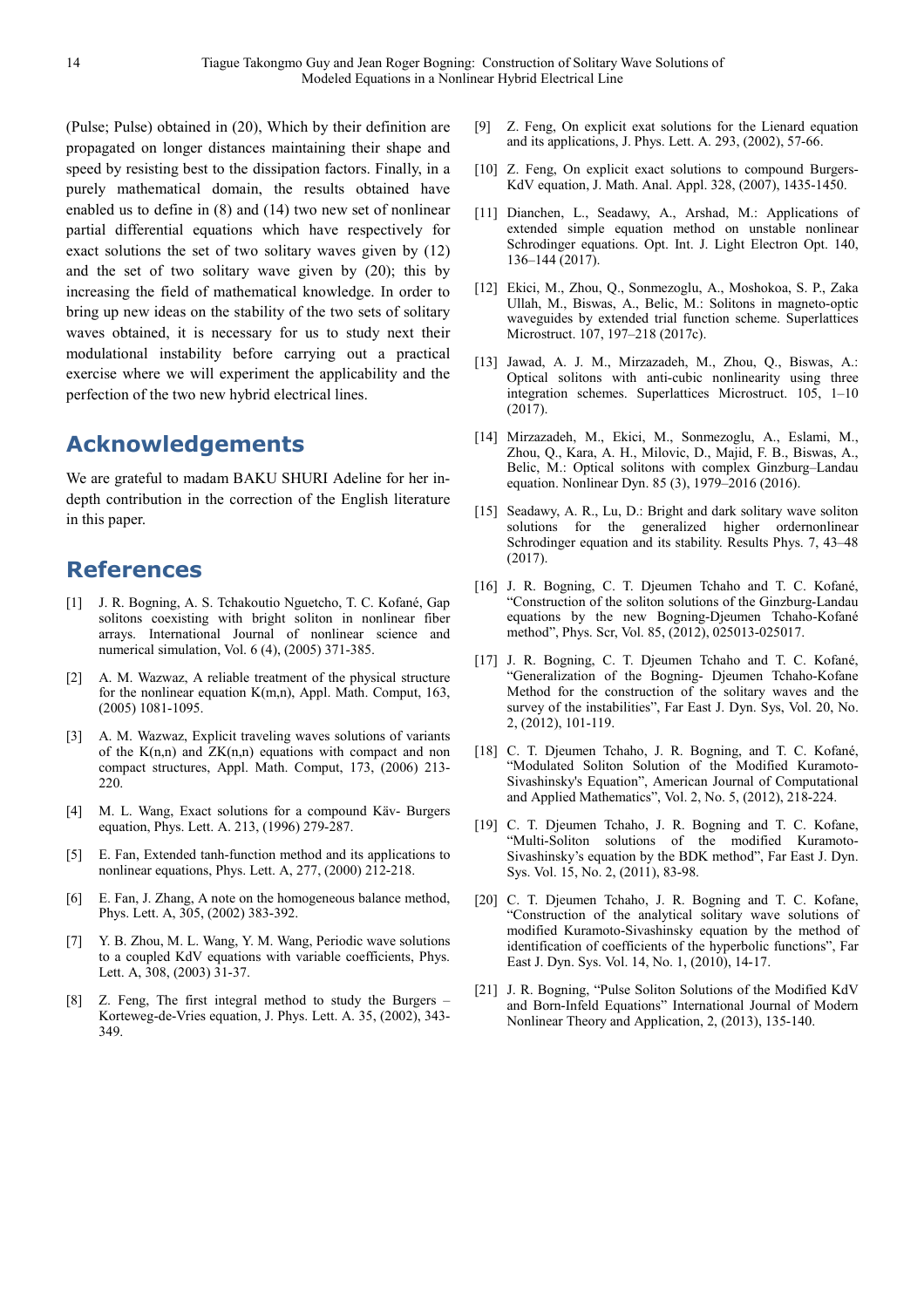(Pulse; Pulse) obtained in (20), Which by their definition are propagated on longer distances maintaining their shape and speed by resisting best to the dissipation factors. Finally, in a purely mathematical domain, the results obtained have enabled us to define in (8) and (14) two new set of nonlinear partial differential equations which have respectively for exact solutions the set of two solitary waves given by (12) and the set of two solitary wave given by (20); this by increasing the field of mathematical knowledge. In order to bring up new ideas on the stability of the two sets of solitary waves obtained, it is necessary for us to study next their modulational instability before carrying out a practical exercise where we will experiment the applicability and the perfection of the two new hybrid electrical lines.

## Acknowledgements

We are grateful to madam BAKU SHURI Adeline for her in-depth contribution in the correction of the English literature in this paper.

## References

[1] J. R. Bogning, A. S. Tchakoutio Nguetcho, T. C. Kofané, Gap solitons coexisting with bright soliton in nonlinear fiber arrays. International Journal of nonlinear science and numerical simulation, Vol. 6 (4), (2005) 371-385.

[2] A. M. Wazwaz, A reliable treatment of the physical structure for the nonlinear equation K(m,n), Appl. Math. Comput, 163, (2005) 1081-1095.

[3] A. M. Wazwaz, Explicit traveling waves solutions of variants of the K(n,n) and ZK(n,n) equations with compact and non compact structures, Appl. Math. Comput, 173, (2006) 213-220.

[4] M. L. Wang, Exact solutions for a compound Käv- Burgers equation, Phys. Lett. A. 213, (1996) 279-287.

[5] E. Fan, Extended tanh-function method and its applications to nonlinear equations, Phys. Lett. A, 277, (2000) 212-218.

[6] E. Fan, J. Zhang, A note on the homogeneous balance method, Phys. Lett. A, 305, (2002) 383-392.

[7] Y. B. Zhou, M. L. Wang, Y. M. Wang, Periodic wave solutions to a coupled KdV equations with variable coefficients, Phys. Lett. A, 308, (2003) 31-37.

[8] Z. Feng, The first integral method to study the Burgers – Korteweg-de-Vries equation, J. Phys. Lett. A. 35, (2002), 343-349.

[9] Z. Feng, On explicit exat solutions for the Lienard equation and its applications, J. Phys. Lett. A. 293, (2002), 57-66.

[10] Z. Feng, On explicit exact solutions to compound Burgers-KdV equation, J. Math. Anal. Appl. 328, (2007), 1435-1450.

[11] Dianchen, L., Seadawy, A., Arshad, M.: Applications of extended simple equation method on unstable nonlinear Schrodinger equations. Opt. Int. J. Light Electron Opt. 140, 136–144 (2017).

[12] Ekici, M., Zhou, Q., Sonmezoglu, A., Moshokoa, S. P., Zaka Ullah, M., Biswas, A., Belic, M.: Solitons in magneto-optic waveguides by extended trial function scheme. Superlattices Microstruct. 107, 197–218 (2017c).

[13] Jawad, A. J. M., Mirzazadeh, M., Zhou, Q., Biswas, A.: Optical solitons with anti-cubic nonlinearity using three integration schemes. Superlattices Microstruct. 105, 1–10 (2017).

[14] Mirzazadeh, M., Ekici, M., Sonmezoglu, A., Eslami, M., Zhou, Q., Kara, A. H., Milovic, D., Majid, F. B., Biswas, A., Belic, M.: Optical solitons with complex Ginzburg–Landau equation. Nonlinear Dyn. 85 (3), 1979–2016 (2016).

[15] Seadawy, A. R., Lu, D.: Bright and dark solitary wave soliton solutions for the generalized higher ordernonlinear Schrodinger equation and its stability. Results Phys. 7, 43–48 (2017).

[16] J. R. Bogning, C. T. Djeumen Tchaho and T. C. Kofané, "Construction of the soliton solutions of the Ginzburg-Landau equations by the new Bogning-Djeumen Tchaho-Kofané method", Phys. Scr, Vol. 85, (2012), 025013-025017.

[17] J. R. Bogning, C. T. Djeumen Tchaho and T. C. Kofané, "Generalization of the Bogning- Djeumen Tchaho-Kofane Method for the construction of the solitary waves and the survey of the instabilities", Far East J. Dyn. Sys, Vol. 20, No. 2, (2012), 101-119.

[18] C. T. Djeumen Tchaho, J. R. Bogning, and T. C. Kofané, "Modulated Soliton Solution of the Modified Kuramoto-Sivashinsky's Equation", American Journal of Computational and Applied Mathematics", Vol. 2, No. 5, (2012), 218-224.

[19] C. T. Djeumen Tchaho, J. R. Bogning and T. C. Kofane, "Multi-Soliton solutions of the modified Kuramoto-Sivashinsky's equation by the BDK method", Far East J. Dyn. Sys. Vol. 15, No. 2, (2011), 83-98.

[20] C. T. Djeumen Tchaho, J. R. Bogning and T. C. Kofane, "Construction of the analytical solitary wave solutions of modified Kuramoto-Sivashinsky equation by the method of identification of coefficients of the hyperbolic functions", Far East J. Dyn. Sys. Vol. 14, No. 1, (2010), 14-17.

[21] J. R. Bogning, "Pulse Soliton Solutions of the Modified KdV and Born-Infeld Equations" International Journal of Modern Nonlinear Theory and Application, 2, (2013), 135-140.